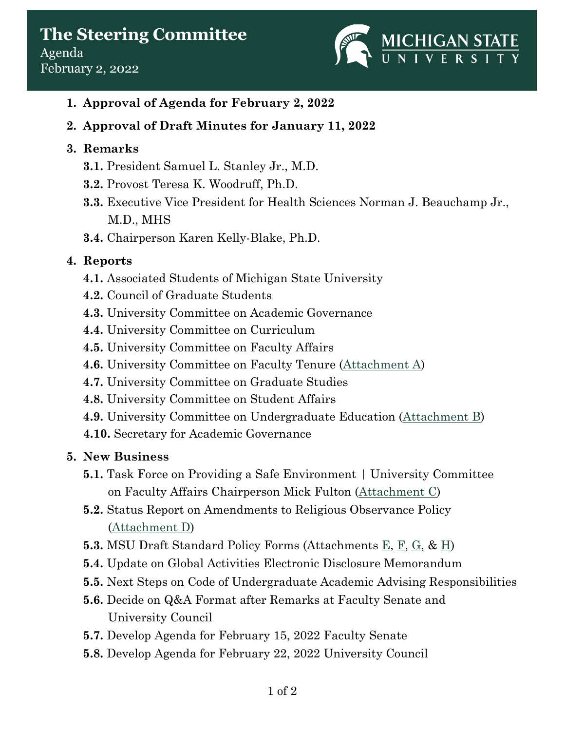# The Steering Committee

Agenda

February 2, 2022

MICHIGAN STATE UNIVERSITY

1. **Approval of Agenda for February 2, 2022**
2. **Approval of Draft Minutes for January 11, 2022**
3. **Remarks**
   - **3.1.** President Samuel L. Stanley Jr., M.D.
   - **3.2.** Provost Teresa K. Woodruff, Ph.D.
   - **3.3.** Executive Vice President for Health Sciences Norman J. Beauchamp Jr., M.D., MHS
   - **3.4.** Chairperson Karen Kelly-Blake, Ph.D.
4. **Reports**
   - **4.1.** Associated Students of Michigan State University
   - **4.2.** Council of Graduate Students
   - **4.3.** University Committee on Academic Governance
   - **4.4.** University Committee on Curriculum
   - **4.5.** University Committee on Faculty Affairs
   - **4.6.** University Committee on Faculty Tenure (Attachment A)
   - **4.7.** University Committee on Graduate Studies
   - **4.8.** University Committee on Student Affairs
   - **4.9.** University Committee on Undergraduate Education (Attachment B)
   - **4.10.** Secretary for Academic Governance
5. **New Business**
   - **5.1.** Task Force on Providing a Safe Environment | University Committee on Faculty Affairs Chairperson Mick Fulton (Attachment C)
   - **5.2.** Status Report on Amendments to Religious Observance Policy (Attachment D)
   - **5.3.** MSU Draft Standard Policy Forms (Attachments E, F, G, & H)
   - **5.4.** Update on Global Activities Electronic Disclosure Memorandum
   - **5.5.** Next Steps on Code of Undergraduate Academic Advising Responsibilities
   - **5.6.** Decide on Q&A Format after Remarks at Faculty Senate and University Council
   - **5.7.** Develop Agenda for February 15, 2022 Faculty Senate
   - **5.8.** Develop Agenda for February 22, 2022 University Council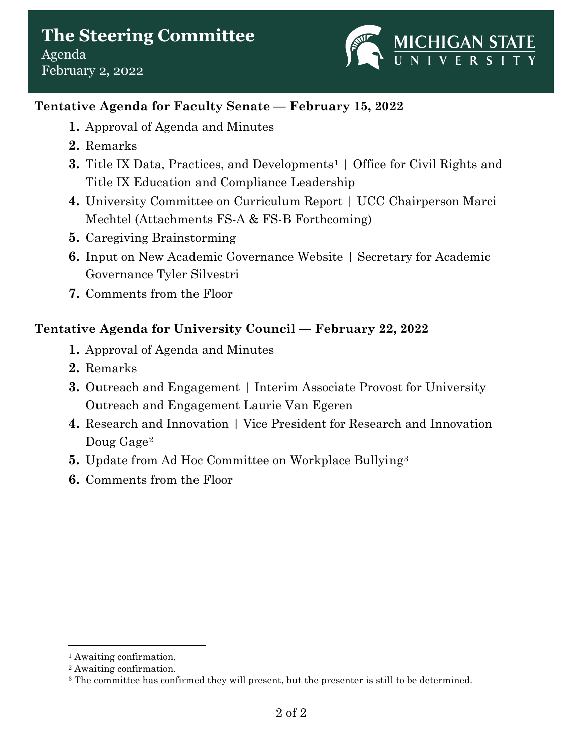# The Steering Committee

Agenda
February 2, 2022

**Tentative Agenda for Faculty Senate — February 15, 2022**

1. Approval of Agenda and Minutes
2. Remarks
3. Title IX Data, Practices, and Developments[1] | Office for Civil Rights and Title IX Education and Compliance Leadership
4. University Committee on Curriculum Report | UCC Chairperson Marci Mechtel (Attachments FS-A & FS-B Forthcoming)
5. Caregiving Brainstorming
6. Input on New Academic Governance Website | Secretary for Academic Governance Tyler Silvestri
7. Comments from the Floor

**Tentative Agenda for University Council — February 22, 2022**

1. Approval of Agenda and Minutes
2. Remarks
3. Outreach and Engagement | Interim Associate Provost for University Outreach and Engagement Laurie Van Egeren
4. Research and Innovation | Vice President for Research and Innovation Doug Gage[2]
5. Update from Ad Hoc Committee on Workplace Bullying[3]
6. Comments from the Floor

---

[1] Awaiting confirmation.
[2] Awaiting confirmation.
[3] The committee has confirmed they will present, but the presenter is still to be determined.